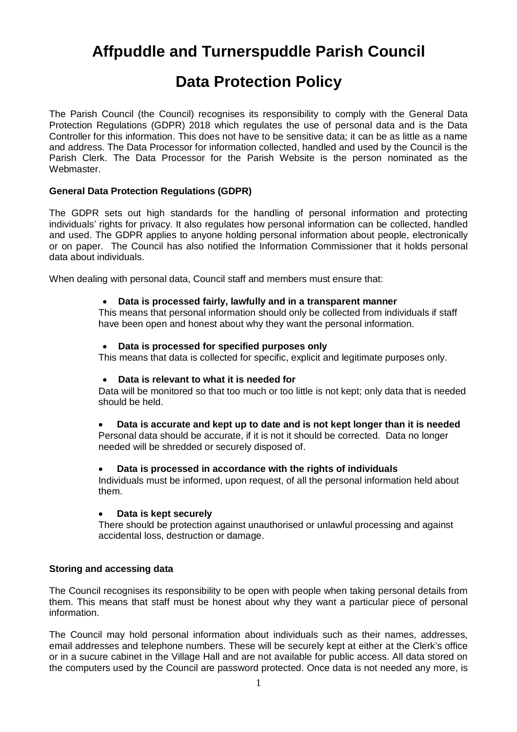# Affpuddle and Turnerspuddle Parish Council

# Data Protection Policy

The Parish Council (the Council) recognises its responsibility to comply with the General Data Protection Regulations (GDPR) 2018 which regulates the use of personal data and is the Data Controller for this information. This does not have to be sensitive data; it can be as little as a name and address. The Data Processor for information collected, handled and used by the Council is the Parish Clerk. The Data Processor for the Parish Website is the person nominated as the Webmaster.

**General Data Protection Regulations (GDPR)**

The GDPR sets out high standards for the handling of personal information and protecting individuals' rights for privacy. It also regulates how personal information can be collected, handled and used. The GDPR applies to anyone holding personal information about people, electronically or on paper. The Council has also notified the Information Commissioner that it holds personal data about individuals.

When dealing with personal data, Council staff and members must ensure that:

- **Data is processed fairly, lawfully and in a transparent manner**
  This means that personal information should only be collected from individuals if staff have been open and honest about why they want the personal information.

- **Data is processed for specified purposes only**
  This means that data is collected for specific, explicit and legitimate purposes only.

- **Data is relevant to what it is needed for**
  Data will be monitored so that too much or too little is not kept; only data that is needed should be held.

- **Data is accurate and kept up to date and is not kept longer than it is needed**
  Personal data should be accurate, if it is not it should be corrected. Data no longer needed will be shredded or securely disposed of.

- **Data is processed in accordance with the rights of individuals**
  Individuals must be informed, upon request, of all the personal information held about them.

- **Data is kept securely**
  There should be protection against unauthorised or unlawful processing and against accidental loss, destruction or damage.

**Storing and accessing data**

The Council recognises its responsibility to be open with people when taking personal details from them. This means that staff must be honest about why they want a particular piece of personal information.

The Council may hold personal information about individuals such as their names, addresses, email addresses and telephone numbers. These will be securely kept at either at the Clerk's office or in a sucure cabinet in the Village Hall and are not available for public access. All data stored on the computers used by the Council are password protected. Once data is not needed any more, is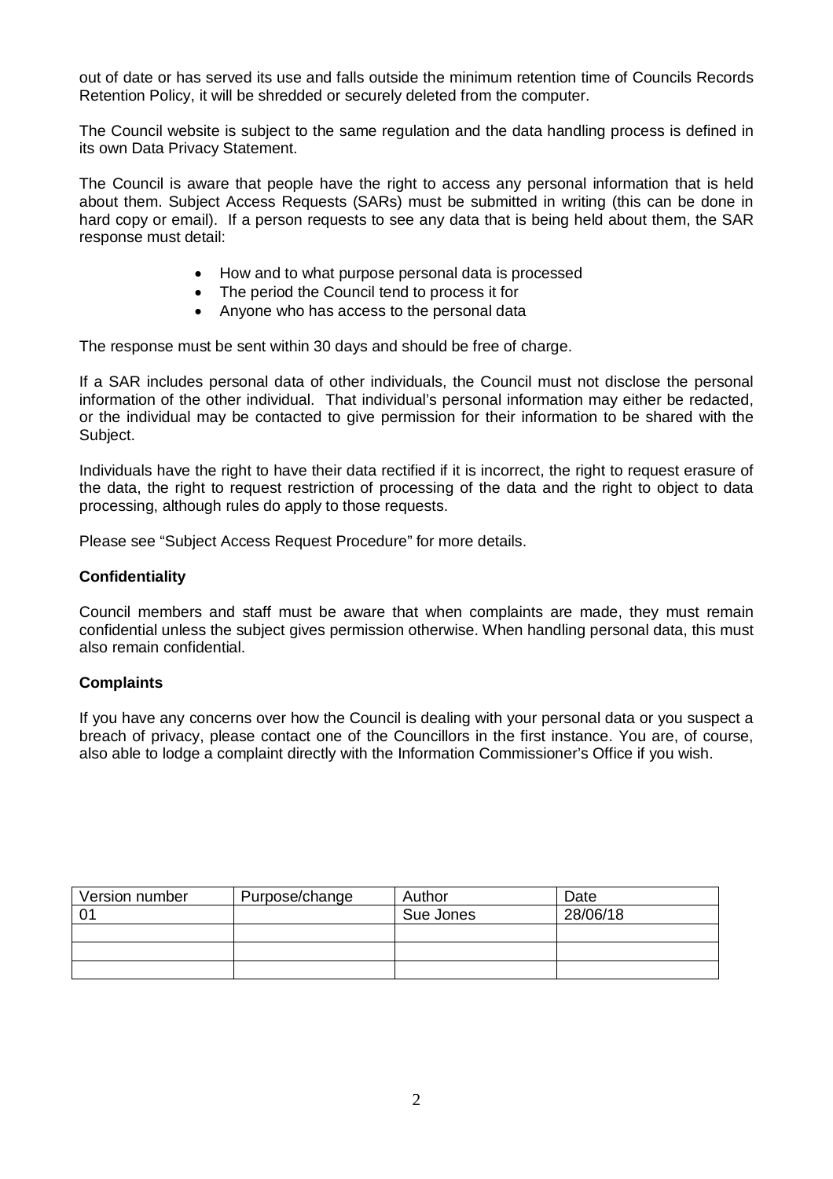out of date or has served its use and falls outside the minimum retention time of Councils Records Retention Policy, it will be shredded or securely deleted from the computer.

The Council website is subject to the same regulation and the data handling process is defined in its own Data Privacy Statement.

The Council is aware that people have the right to access any personal information that is held about them. Subject Access Requests (SARs) must be submitted in writing (this can be done in hard copy or email). If a person requests to see any data that is being held about them, the SAR response must detail:

- How and to what purpose personal data is processed
- The period the Council tend to process it for
- Anyone who has access to the personal data

The response must be sent within 30 days and should be free of charge.

If a SAR includes personal data of other individuals, the Council must not disclose the personal information of the other individual. That individual's personal information may either be redacted, or the individual may be contacted to give permission for their information to be shared with the Subject.

Individuals have the right to have their data rectified if it is incorrect, the right to request erasure of the data, the right to request restriction of processing of the data and the right to object to data processing, although rules do apply to those requests.

Please see "Subject Access Request Procedure" for more details.

**Confidentiality**

Council members and staff must be aware that when complaints are made, they must remain confidential unless the subject gives permission otherwise. When handling personal data, this must also remain confidential.

**Complaints**

If you have any concerns over how the Council is dealing with your personal data or you suspect a breach of privacy, please contact one of the Councillors in the first instance. You are, of course, also able to lodge a complaint directly with the Information Commissioner's Office if you wish.

| Version number | Purpose/change | Author | Date |
|---|---|---|---|
| 01 | | Sue Jones | 28/06/18 |
| | | | |
| | | | |
| | | | |